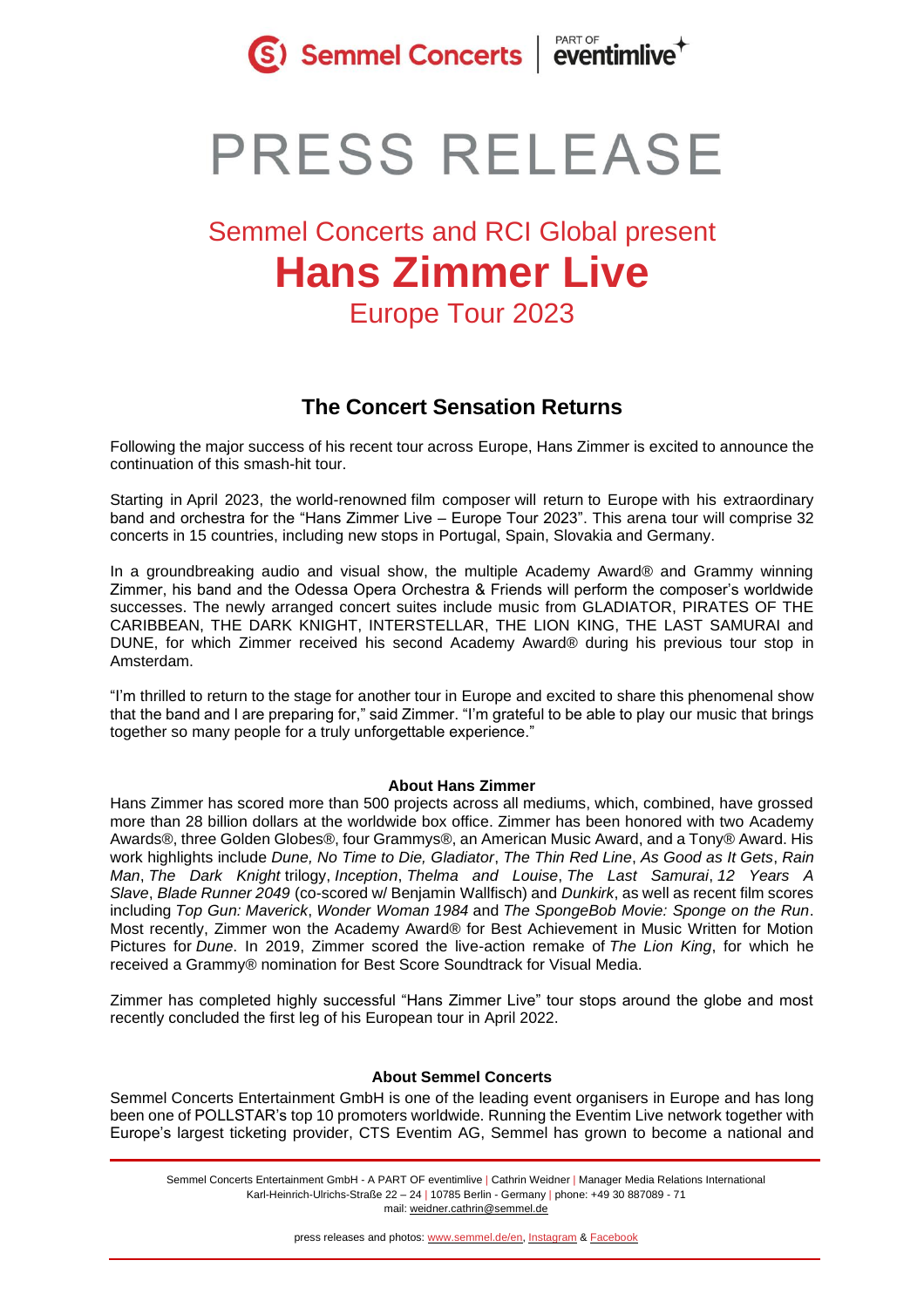# PRESS RELEASE

## Semmel Concerts and RCI Global present

# Hans Zimmer Live

## Europe Tour 2023

### The Concert Sensation Returns

Following the major success of his recent tour across Europe, Hans Zimmer is excited to announce the continuation of this smash-hit tour.

Starting in April 2023, the world-renowned film composer will return to Europe with his extraordinary band and orchestra for the "Hans Zimmer Live – Europe Tour 2023". This arena tour will comprise 32 concerts in 15 countries, including new stops in Portugal, Spain, Slovakia and Germany.

In a groundbreaking audio and visual show, the multiple Academy Award® and Grammy winning Zimmer, his band and the Odessa Opera Orchestra & Friends will perform the composer's worldwide successes. The newly arranged concert suites include music from GLADIATOR, PIRATES OF THE CARIBBEAN, THE DARK KNIGHT, INTERSTELLAR, THE LION KING, THE LAST SAMURAI and DUNE, for which Zimmer received his second Academy Award® during his previous tour stop in Amsterdam.

"I'm thrilled to return to the stage for another tour in Europe and excited to share this phenomenal show that the band and I are preparing for," said Zimmer. "I'm grateful to be able to play our music that brings together so many people for a truly unforgettable experience."

**About Hans Zimmer**

Hans Zimmer has scored more than 500 projects across all mediums, which, combined, have grossed more than 28 billion dollars at the worldwide box office. Zimmer has been honored with two Academy Awards®, three Golden Globes®, four Grammys®, an American Music Award, and a Tony® Award. His work highlights include *Dune, No Time to Die, Gladiator*, *The Thin Red Line*, *As Good as It Gets*, *Rain Man*, *The Dark Knight* trilogy, *Inception*, *Thelma and Louise*, *The Last Samurai*, *12 Years A Slave*, *Blade Runner 2049* (co-scored w/ Benjamin Wallfisch) and *Dunkirk*, as well as recent film scores including *Top Gun: Maverick*, *Wonder Woman 1984* and *The SpongeBob Movie: Sponge on the Run*. Most recently, Zimmer won the Academy Award® for Best Achievement in Music Written for Motion Pictures for *Dune*. In 2019, Zimmer scored the live-action remake of *The Lion King*, for which he received a Grammy® nomination for Best Score Soundtrack for Visual Media.

Zimmer has completed highly successful "Hans Zimmer Live" tour stops around the globe and most recently concluded the first leg of his European tour in April 2022.

**About Semmel Concerts**

Semmel Concerts Entertainment GmbH is one of the leading event organisers in Europe and has long been one of POLLSTAR's top 10 promoters worldwide. Running the Eventim Live network together with Europe's largest ticketing provider, CTS Eventim AG, Semmel has grown to become a national and

Semmel Concerts Entertainment GmbH - A PART OF eventimlive | Cathrin Weidner | Manager Media Relations International
Karl-Heinrich-Ulrichs-Straße 22 – 24 | 10785 Berlin - Germany | phone: +49 30 887089 - 71
mail: weidner.cathrin@semmel.de

press releases and photos: www.semmel.de/en, Instagram & Facebook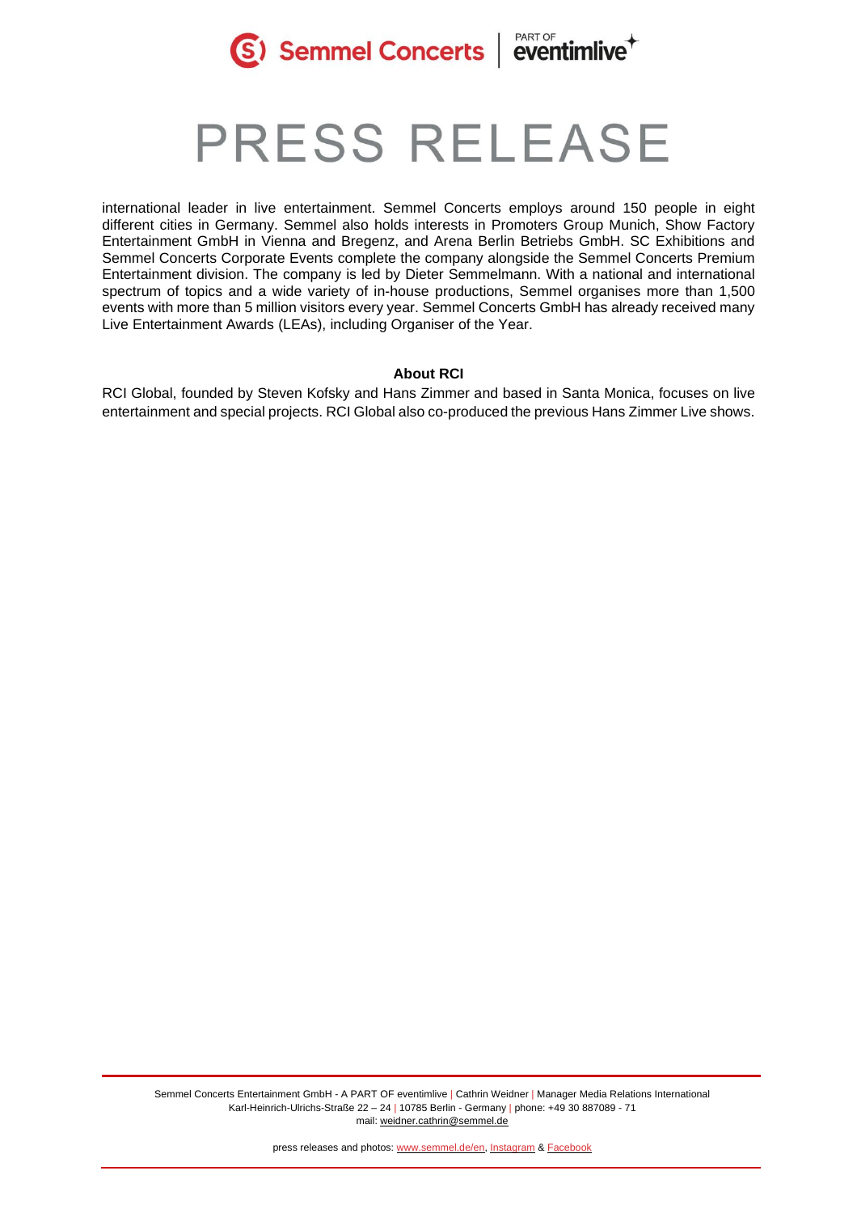international leader in live entertainment. Semmel Concerts employs around 150 people in eight different cities in Germany. Semmel also holds interests in Promoters Group Munich, Show Factory Entertainment GmbH in Vienna and Bregenz, and Arena Berlin Betriebs GmbH. SC Exhibitions and Semmel Concerts Corporate Events complete the company alongside the Semmel Concerts Premium Entertainment division. The company is led by Dieter Semmelmann. With a national and international spectrum of topics and a wide variety of in-house productions, Semmel organises more than 1,500 events with more than 5 million visitors every year. Semmel Concerts GmbH has already received many Live Entertainment Awards (LEAs), including Organiser of the Year.

**About RCI**

RCI Global, founded by Steven Kofsky and Hans Zimmer and based in Santa Monica, focuses on live entertainment and special projects. RCI Global also co-produced the previous Hans Zimmer Live shows.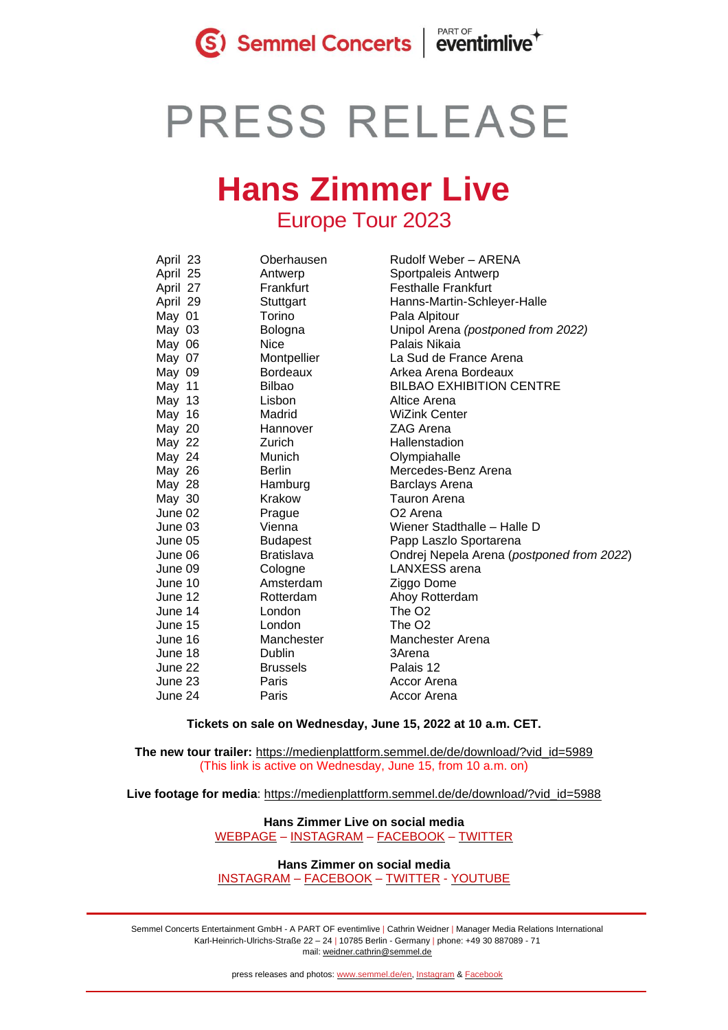Semmel Concerts | PART OF eventimlive

# PRESS RELEASE

## Hans Zimmer Live

### Europe Tour 2023

| | | |
|---|---|---|
| April 23 | Oberhausen | Rudolf Weber – ARENA |
| April 25 | Antwerp | Sportpaleis Antwerp |
| April 27 | Frankfurt | Festhalle Frankfurt |
| April 29 | Stuttgart | Hanns-Martin-Schleyer-Halle |
| May 01 | Torino | Pala Alpitour |
| May 03 | Bologna | Unipol Arena *(postponed from 2022)* |
| May 06 | Nice | Palais Nikaia |
| May 07 | Montpellier | La Sud de France Arena |
| May 09 | Bordeaux | Arkea Arena Bordeaux |
| May 11 | Bilbao | BILBAO EXHIBITION CENTRE |
| May 13 | Lisbon | Altice Arena |
| May 16 | Madrid | WiZink Center |
| May 20 | Hannover | ZAG Arena |
| May 22 | Zurich | Hallenstadion |
| May 24 | Munich | Olympiahalle |
| May 26 | Berlin | Mercedes-Benz Arena |
| May 28 | Hamburg | Barclays Arena |
| May 30 | Krakow | Tauron Arena |
| June 02 | Prague | O2 Arena |
| June 03 | Vienna | Wiener Stadthalle – Halle D |
| June 05 | Budapest | Papp Laszlo Sportarena |
| June 06 | Bratislava | Ondrej Nepela Arena (*postponed from 2022*) |
| June 09 | Cologne | LANXESS arena |
| June 10 | Amsterdam | Ziggo Dome |
| June 12 | Rotterdam | Ahoy Rotterdam |
| June 14 | London | The O2 |
| June 15 | London | The O2 |
| June 16 | Manchester | Manchester Arena |
| June 18 | Dublin | 3Arena |
| June 22 | Brussels | Palais 12 |
| June 23 | Paris | Accor Arena |
| June 24 | Paris | Accor Arena |

**Tickets on sale on Wednesday, June 15, 2022 at 10 a.m. CET.**

**The new tour trailer:** https://medienplattform.semmel.de/de/download/?vid_id=5989
(This link is active on Wednesday, June 15, from 10 a.m. on)

**Live footage for media**: https://medienplattform.semmel.de/de/download/?vid_id=5988

**Hans Zimmer Live on social media**
WEBPAGE – INSTAGRAM – FACEBOOK – TWITTER

**Hans Zimmer on social media**
INSTAGRAM – FACEBOOK – TWITTER - YOUTUBE

Semmel Concerts Entertainment GmbH - A PART OF eventimlive | Cathrin Weidner | Manager Media Relations International
Karl-Heinrich-Ulrichs-Straße 22 – 24 | 10785 Berlin - Germany | phone: +49 30 887089 - 71
mail: weidner.cathrin@semmel.de

press releases and photos: www.semmel.de/en, Instagram & Facebook